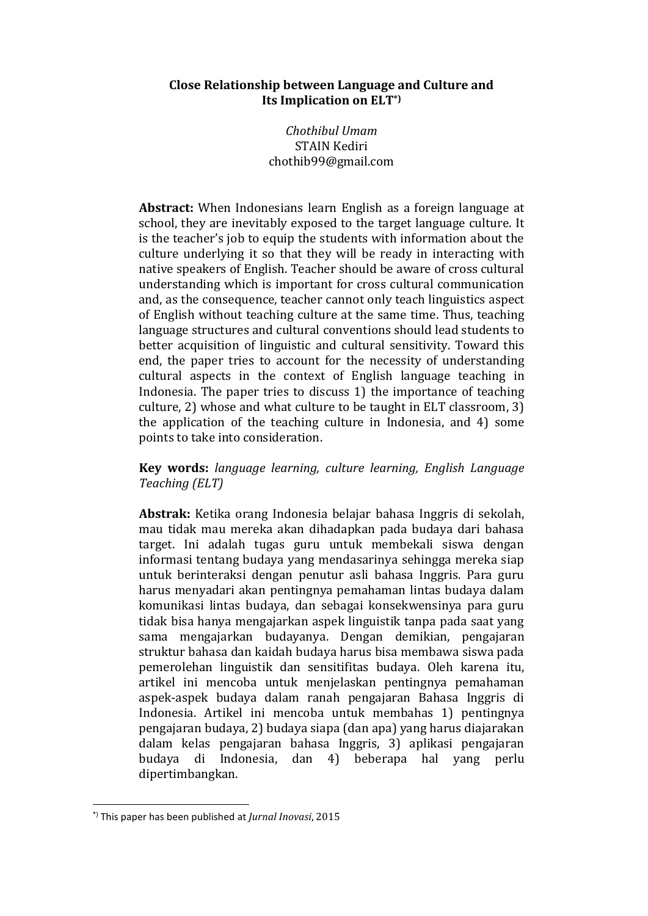# Close Relationship between Language and Culture and Its Implication on ELT[*)]

*Chothibul Umam*
STAIN Kediri
chothib99@gmail.com

**Abstract:** When Indonesians learn English as a foreign language at school, they are inevitably exposed to the target language culture. It is the teacher's job to equip the students with information about the culture underlying it so that they will be ready in interacting with native speakers of English. Teacher should be aware of cross cultural understanding which is important for cross cultural communication and, as the consequence, teacher cannot only teach linguistics aspect of English without teaching culture at the same time. Thus, teaching language structures and cultural conventions should lead students to better acquisition of linguistic and cultural sensitivity. Toward this end, the paper tries to account for the necessity of understanding cultural aspects in the context of English language teaching in Indonesia. The paper tries to discuss 1) the importance of teaching culture, 2) whose and what culture to be taught in ELT classroom, 3) the application of the teaching culture in Indonesia, and 4) some points to take into consideration.

**Key words:** *language learning, culture learning, English Language Teaching (ELT)*

**Abstrak:** Ketika orang Indonesia belajar bahasa Inggris di sekolah, mau tidak mau mereka akan dihadapkan pada budaya dari bahasa target. Ini adalah tugas guru untuk membekali siswa dengan informasi tentang budaya yang mendasarinya sehingga mereka siap untuk berinteraksi dengan penutur asli bahasa Inggris. Para guru harus menyadari akan pentingnya pemahaman lintas budaya dalam komunikasi lintas budaya, dan sebagai konsekwensinya para guru tidak bisa hanya mengajarkan aspek linguistik tanpa pada saat yang sama mengajarkan budayanya. Dengan demikian, pengajaran struktur bahasa dan kaidah budaya harus bisa membawa siswa pada pemerolehan linguistik dan sensitifitas budaya. Oleh karena itu, artikel ini mencoba untuk menjelaskan pentingnya pemahaman aspek-aspek budaya dalam ranah pengajaran Bahasa Inggris di Indonesia. Artikel ini mencoba untuk membahas 1) pentingnya pengajaran budaya, 2) budaya siapa (dan apa) yang harus diajarakan dalam kelas pengajaran bahasa Inggris, 3) aplikasi pengajaran budaya di Indonesia, dan 4) beberapa hal yang perlu dipertimbangkan.

---

[*)] This paper has been published at *Jurnal Inovasi*, 2015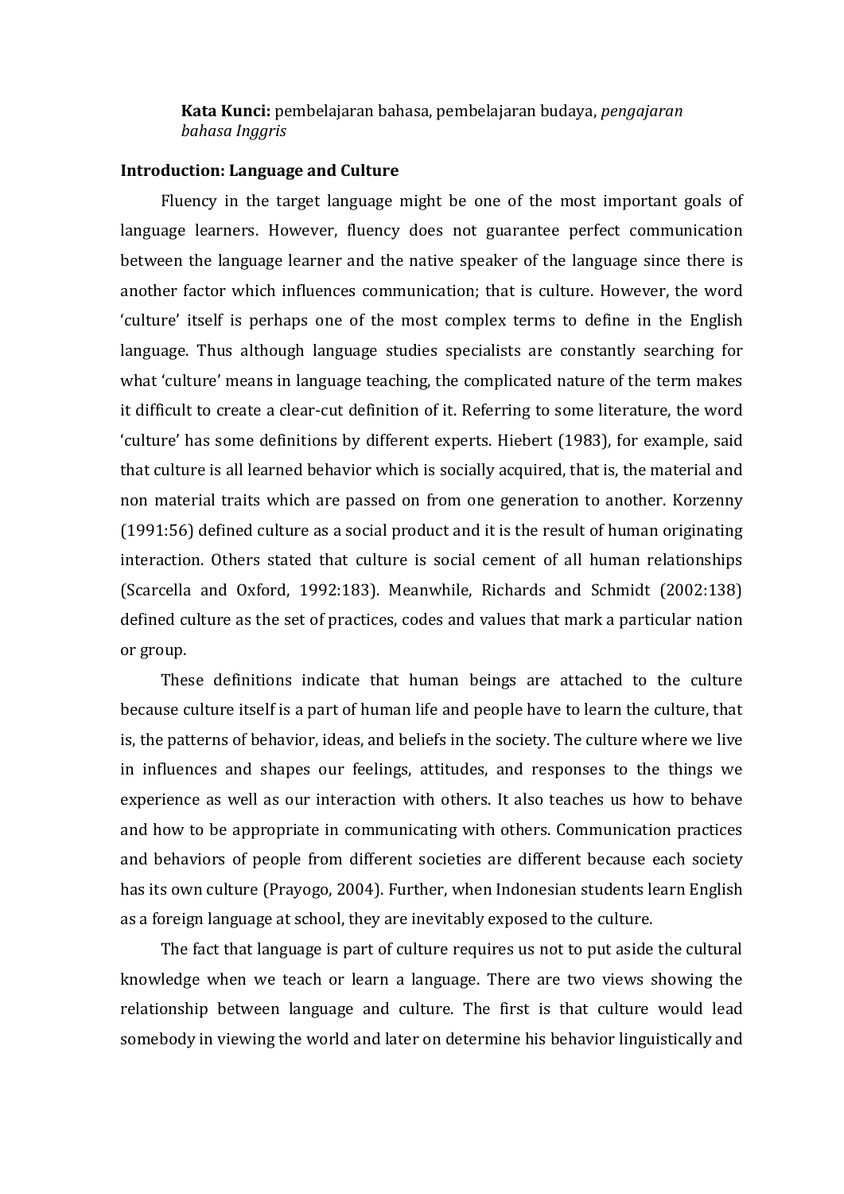**Kata Kunci:** pembelajaran bahasa, pembelajaran budaya, *pengajaran bahasa Inggris*

**Introduction: Language and Culture**

Fluency in the target language might be one of the most important goals of language learners. However, fluency does not guarantee perfect communication between the language learner and the native speaker of the language since there is another factor which influences communication; that is culture. However, the word 'culture' itself is perhaps one of the most complex terms to define in the English language. Thus although language studies specialists are constantly searching for what 'culture' means in language teaching, the complicated nature of the term makes it difficult to create a clear-cut definition of it. Referring to some literature, the word 'culture' has some definitions by different experts. Hiebert (1983), for example, said that culture is all learned behavior which is socially acquired, that is, the material and non material traits which are passed on from one generation to another. Korzenny (1991:56) defined culture as a social product and it is the result of human originating interaction. Others stated that culture is social cement of all human relationships (Scarcella and Oxford, 1992:183). Meanwhile, Richards and Schmidt (2002:138) defined culture as the set of practices, codes and values that mark a particular nation or group.

These definitions indicate that human beings are attached to the culture because culture itself is a part of human life and people have to learn the culture, that is, the patterns of behavior, ideas, and beliefs in the society. The culture where we live in influences and shapes our feelings, attitudes, and responses to the things we experience as well as our interaction with others. It also teaches us how to behave and how to be appropriate in communicating with others. Communication practices and behaviors of people from different societies are different because each society has its own culture (Prayogo, 2004). Further, when Indonesian students learn English as a foreign language at school, they are inevitably exposed to the culture.

The fact that language is part of culture requires us not to put aside the cultural knowledge when we teach or learn a language. There are two views showing the relationship between language and culture. The first is that culture would lead somebody in viewing the world and later on determine his behavior linguistically and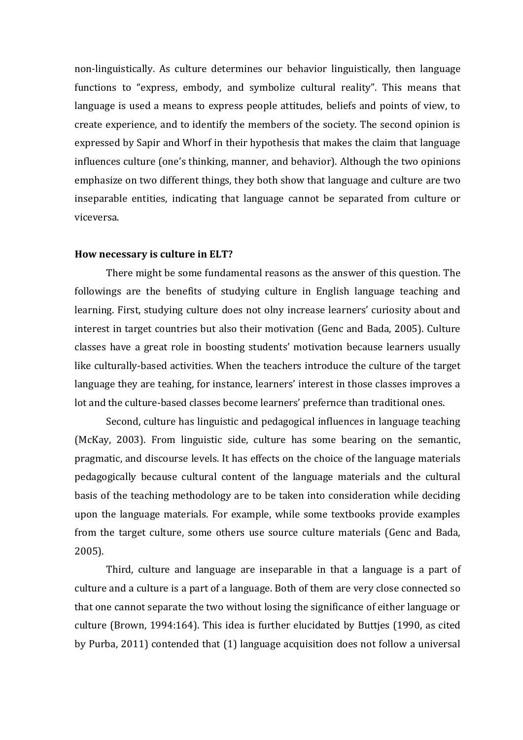non-linguistically. As culture determines our behavior linguistically, then language functions to "express, embody, and symbolize cultural reality". This means that language is used a means to express people attitudes, beliefs and points of view, to create experience, and to identify the members of the society. The second opinion is expressed by Sapir and Whorf in their hypothesis that makes the claim that language influences culture (one's thinking, manner, and behavior). Although the two opinions emphasize on two different things, they both show that language and culture are two inseparable entities, indicating that language cannot be separated from culture or viceversa.

**How necessary is culture in ELT?**

There might be some fundamental reasons as the answer of this question. The followings are the benefits of studying culture in English language teaching and learning. First, studying culture does not olny increase learners' curiosity about and interest in target countries but also their motivation (Genc and Bada, 2005). Culture classes have a great role in boosting students' motivation because learners usually like culturally-based activities. When the teachers introduce the culture of the target language they are teahing, for instance, learners' interest in those classes improves a lot and the culture-based classes become learners' prefernce than traditional ones.

Second, culture has linguistic and pedagogical influences in language teaching (McKay, 2003). From linguistic side, culture has some bearing on the semantic, pragmatic, and discourse levels. It has effects on the choice of the language materials pedagogically because cultural content of the language materials and the cultural basis of the teaching methodology are to be taken into consideration while deciding upon the language materials. For example, while some textbooks provide examples from the target culture, some others use source culture materials (Genc and Bada, 2005).

Third, culture and language are inseparable in that a language is a part of culture and a culture is a part of a language. Both of them are very close connected so that one cannot separate the two without losing the significance of either language or culture (Brown, 1994:164). This idea is further elucidated by Buttjes (1990, as cited by Purba, 2011) contended that (1) language acquisition does not follow a universal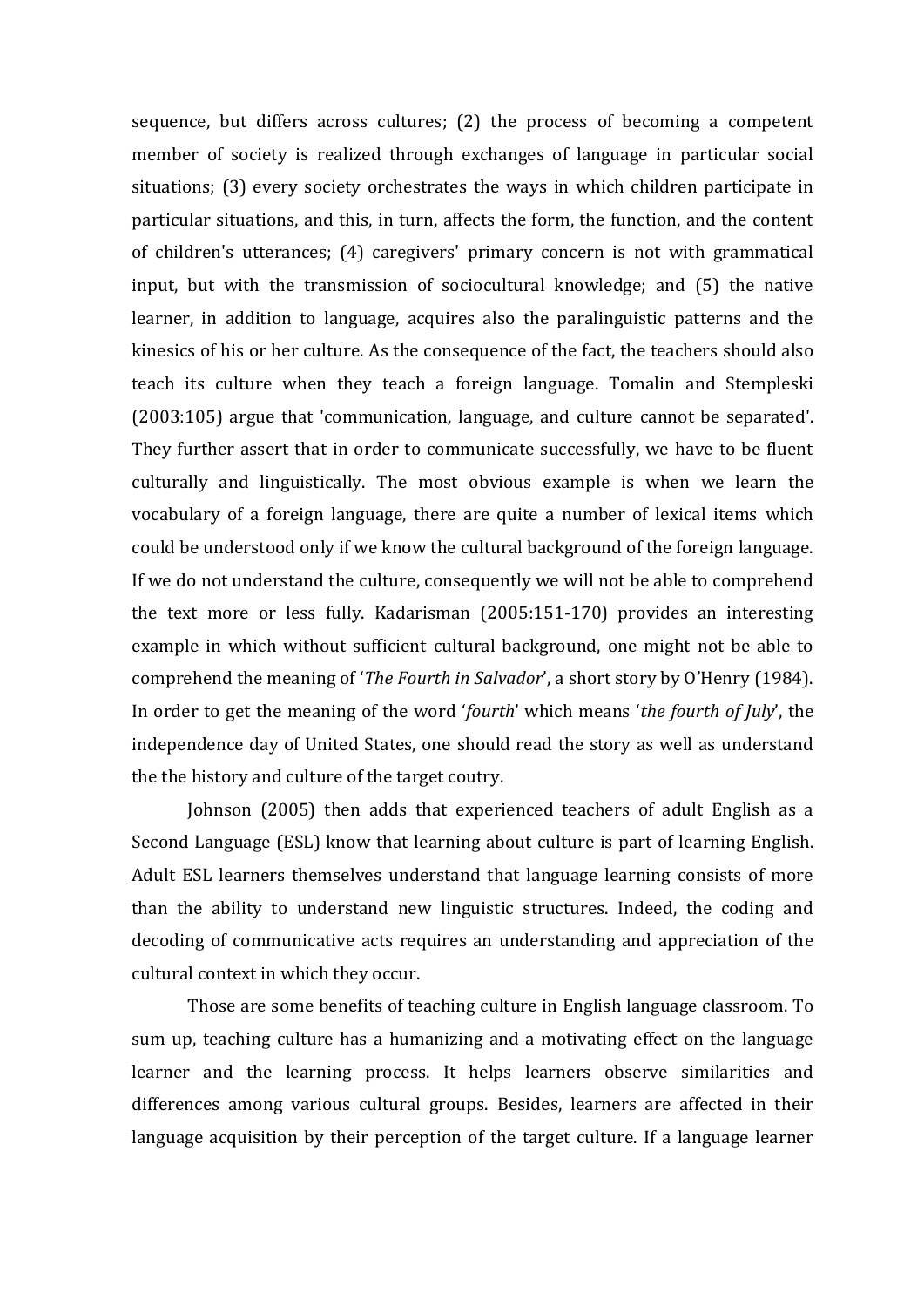sequence, but differs across cultures; (2) the process of becoming a competent member of society is realized through exchanges of language in particular social situations; (3) every society orchestrates the ways in which children participate in particular situations, and this, in turn, affects the form, the function, and the content of children's utterances; (4) caregivers' primary concern is not with grammatical input, but with the transmission of sociocultural knowledge; and (5) the native learner, in addition to language, acquires also the paralinguistic patterns and the kinesics of his or her culture. As the consequence of the fact, the teachers should also teach its culture when they teach a foreign language. Tomalin and Stempleski (2003:105) argue that 'communication, language, and culture cannot be separated'. They further assert that in order to communicate successfully, we have to be fluent culturally and linguistically. The most obvious example is when we learn the vocabulary of a foreign language, there are quite a number of lexical items which could be understood only if we know the cultural background of the foreign language. If we do not understand the culture, consequently we will not be able to comprehend the text more or less fully. Kadarisman (2005:151-170) provides an interesting example in which without sufficient cultural background, one might not be able to comprehend the meaning of '*The Fourth in Salvador*', a short story by O'Henry (1984). In order to get the meaning of the word '*fourth*' which means '*the fourth of July*', the independence day of United States, one should read the story as well as understand the the history and culture of the target coutry.

Johnson (2005) then adds that experienced teachers of adult English as a Second Language (ESL) know that learning about culture is part of learning English. Adult ESL learners themselves understand that language learning consists of more than the ability to understand new linguistic structures. Indeed, the coding and decoding of communicative acts requires an understanding and appreciation of the cultural context in which they occur.

Those are some benefits of teaching culture in English language classroom. To sum up, teaching culture has a humanizing and a motivating effect on the language learner and the learning process. It helps learners observe similarities and differences among various cultural groups. Besides, learners are affected in their language acquisition by their perception of the target culture. If a language learner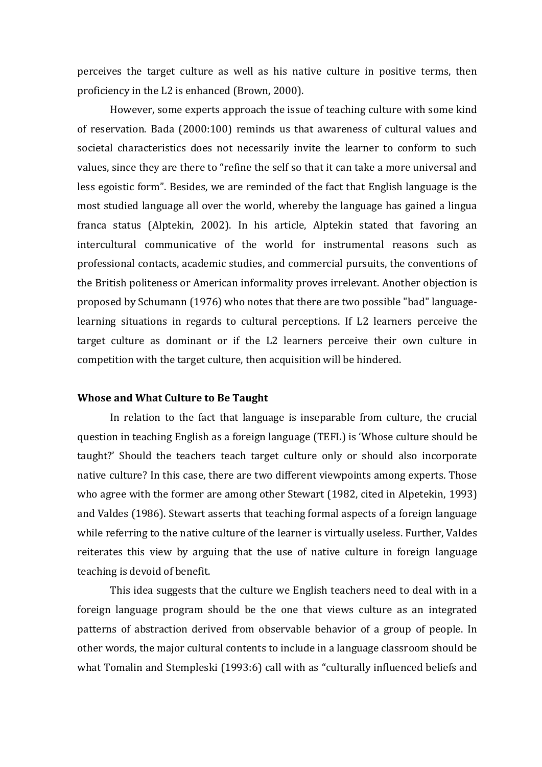perceives the target culture as well as his native culture in positive terms, then proficiency in the L2 is enhanced (Brown, 2000).

However, some experts approach the issue of teaching culture with some kind of reservation. Bada (2000:100) reminds us that awareness of cultural values and societal characteristics does not necessarily invite the learner to conform to such values, since they are there to "refine the self so that it can take a more universal and less egoistic form". Besides, we are reminded of the fact that English language is the most studied language all over the world, whereby the language has gained a lingua franca status (Alptekin, 2002). In his article, Alptekin stated that favoring an intercultural communicative of the world for instrumental reasons such as professional contacts, academic studies, and commercial pursuits, the conventions of the British politeness or American informality proves irrelevant. Another objection is proposed by Schumann (1976) who notes that there are two possible "bad" language-learning situations in regards to cultural perceptions. If L2 learners perceive the target culture as dominant or if the L2 learners perceive their own culture in competition with the target culture, then acquisition will be hindered.

### Whose and What Culture to Be Taught

In relation to the fact that language is inseparable from culture, the crucial question in teaching English as a foreign language (TEFL) is 'Whose culture should be taught?' Should the teachers teach target culture only or should also incorporate native culture? In this case, there are two different viewpoints among experts. Those who agree with the former are among other Stewart (1982, cited in Alpetekin, 1993) and Valdes (1986). Stewart asserts that teaching formal aspects of a foreign language while referring to the native culture of the learner is virtually useless. Further, Valdes reiterates this view by arguing that the use of native culture in foreign language teaching is devoid of benefit.

This idea suggests that the culture we English teachers need to deal with in a foreign language program should be the one that views culture as an integrated patterns of abstraction derived from observable behavior of a group of people. In other words, the major cultural contents to include in a language classroom should be what Tomalin and Stempleski (1993:6) call with as "culturally influenced beliefs and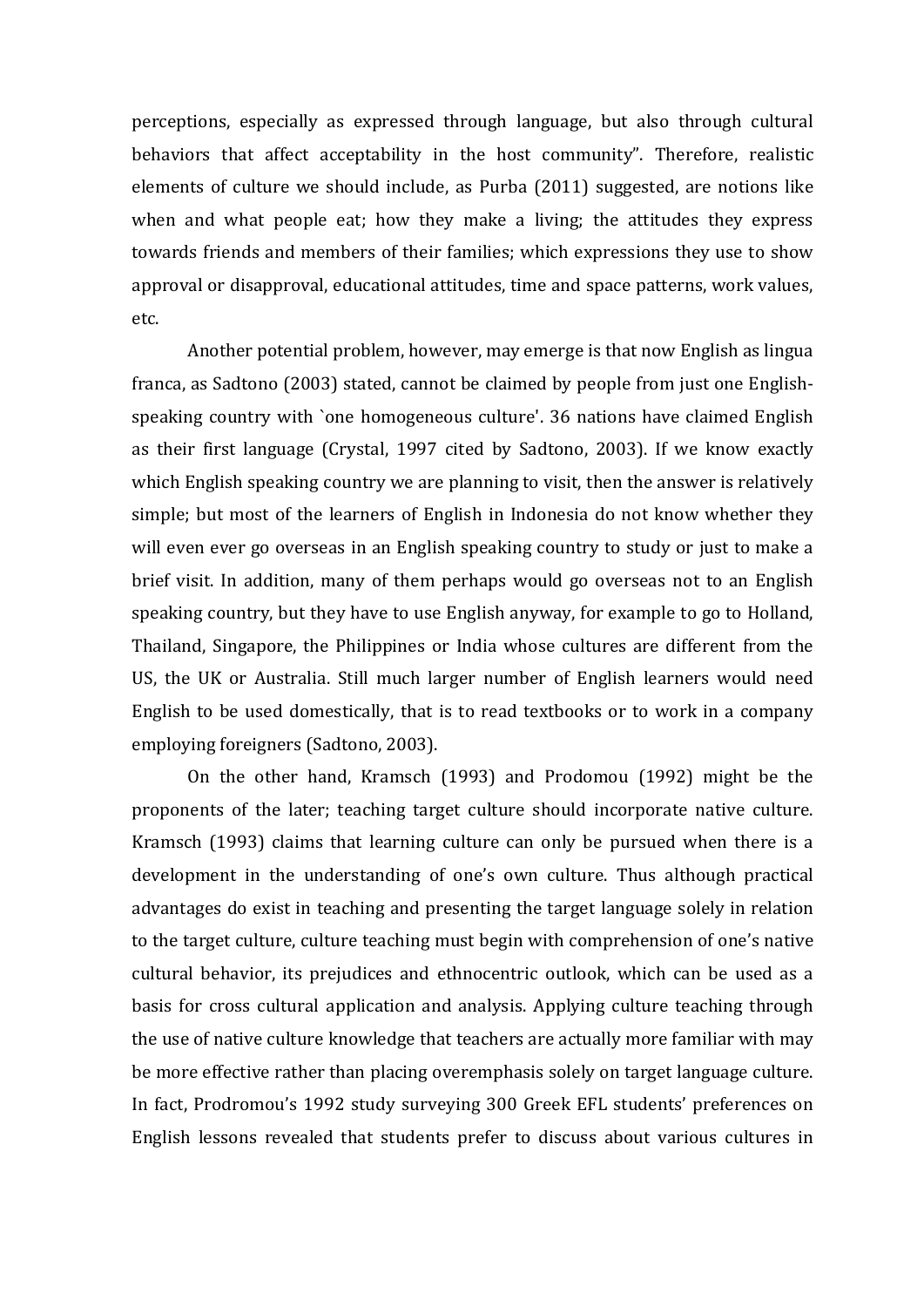perceptions, especially as expressed through language, but also through cultural behaviors that affect acceptability in the host community". Therefore, realistic elements of culture we should include, as Purba (2011) suggested, are notions like when and what people eat; how they make a living; the attitudes they express towards friends and members of their families; which expressions they use to show approval or disapproval, educational attitudes, time and space patterns, work values, etc.

Another potential problem, however, may emerge is that now English as lingua franca, as Sadtono (2003) stated, cannot be claimed by people from just one English-speaking country with `one homogeneous culture'. 36 nations have claimed English as their first language (Crystal, 1997 cited by Sadtono, 2003). If we know exactly which English speaking country we are planning to visit, then the answer is relatively simple; but most of the learners of English in Indonesia do not know whether they will even ever go overseas in an English speaking country to study or just to make a brief visit. In addition, many of them perhaps would go overseas not to an English speaking country, but they have to use English anyway, for example to go to Holland, Thailand, Singapore, the Philippines or India whose cultures are different from the US, the UK or Australia. Still much larger number of English learners would need English to be used domestically, that is to read textbooks or to work in a company employing foreigners (Sadtono, 2003).

On the other hand, Kramsch (1993) and Prodomou (1992) might be the proponents of the later; teaching target culture should incorporate native culture. Kramsch (1993) claims that learning culture can only be pursued when there is a development in the understanding of one's own culture. Thus although practical advantages do exist in teaching and presenting the target language solely in relation to the target culture, culture teaching must begin with comprehension of one's native cultural behavior, its prejudices and ethnocentric outlook, which can be used as a basis for cross cultural application and analysis. Applying culture teaching through the use of native culture knowledge that teachers are actually more familiar with may be more effective rather than placing overemphasis solely on target language culture. In fact, Prodromou's 1992 study surveying 300 Greek EFL students' preferences on English lessons revealed that students prefer to discuss about various cultures in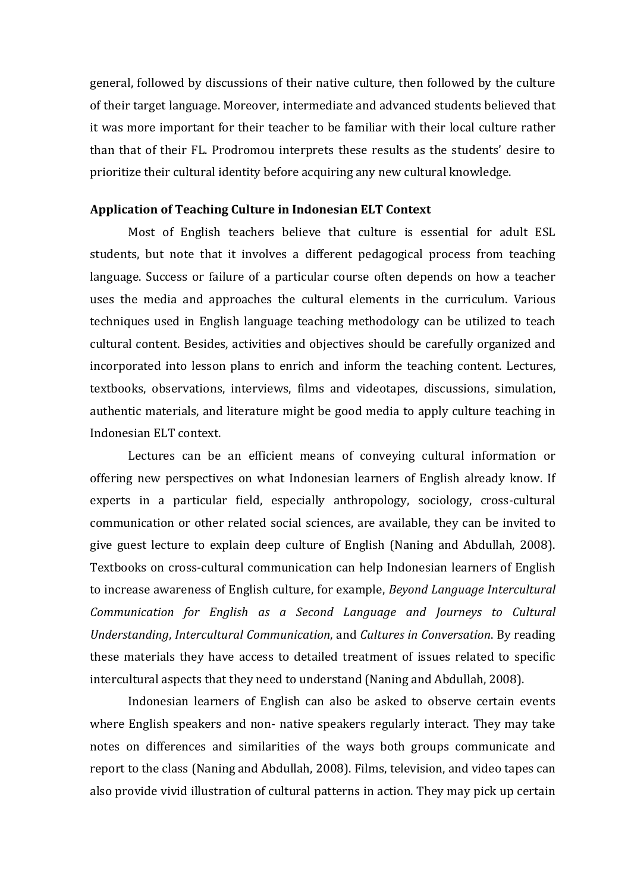general, followed by discussions of their native culture, then followed by the culture of their target language. Moreover, intermediate and advanced students believed that it was more important for their teacher to be familiar with their local culture rather than that of their FL. Prodromou interprets these results as the students' desire to prioritize their cultural identity before acquiring any new cultural knowledge.

**Application of Teaching Culture in Indonesian ELT Context**

Most of English teachers believe that culture is essential for adult ESL students, but note that it involves a different pedagogical process from teaching language. Success or failure of a particular course often depends on how a teacher uses the media and approaches the cultural elements in the curriculum. Various techniques used in English language teaching methodology can be utilized to teach cultural content. Besides, activities and objectives should be carefully organized and incorporated into lesson plans to enrich and inform the teaching content. Lectures, textbooks, observations, interviews, films and videotapes, discussions, simulation, authentic materials, and literature might be good media to apply culture teaching in Indonesian ELT context.

Lectures can be an efficient means of conveying cultural information or offering new perspectives on what Indonesian learners of English already know. If experts in a particular field, especially anthropology, sociology, cross-cultural communication or other related social sciences, are available, they can be invited to give guest lecture to explain deep culture of English (Naning and Abdullah, 2008). Textbooks on cross-cultural communication can help Indonesian learners of English to increase awareness of English culture, for example, *Beyond Language Intercultural Communication for English as a Second Language and Journeys to Cultural Understanding*, *Intercultural Communication*, and *Cultures in Conversation*. By reading these materials they have access to detailed treatment of issues related to specific intercultural aspects that they need to understand (Naning and Abdullah, 2008).

Indonesian learners of English can also be asked to observe certain events where English speakers and non- native speakers regularly interact. They may take notes on differences and similarities of the ways both groups communicate and report to the class (Naning and Abdullah, 2008). Films, television, and video tapes can also provide vivid illustration of cultural patterns in action. They may pick up certain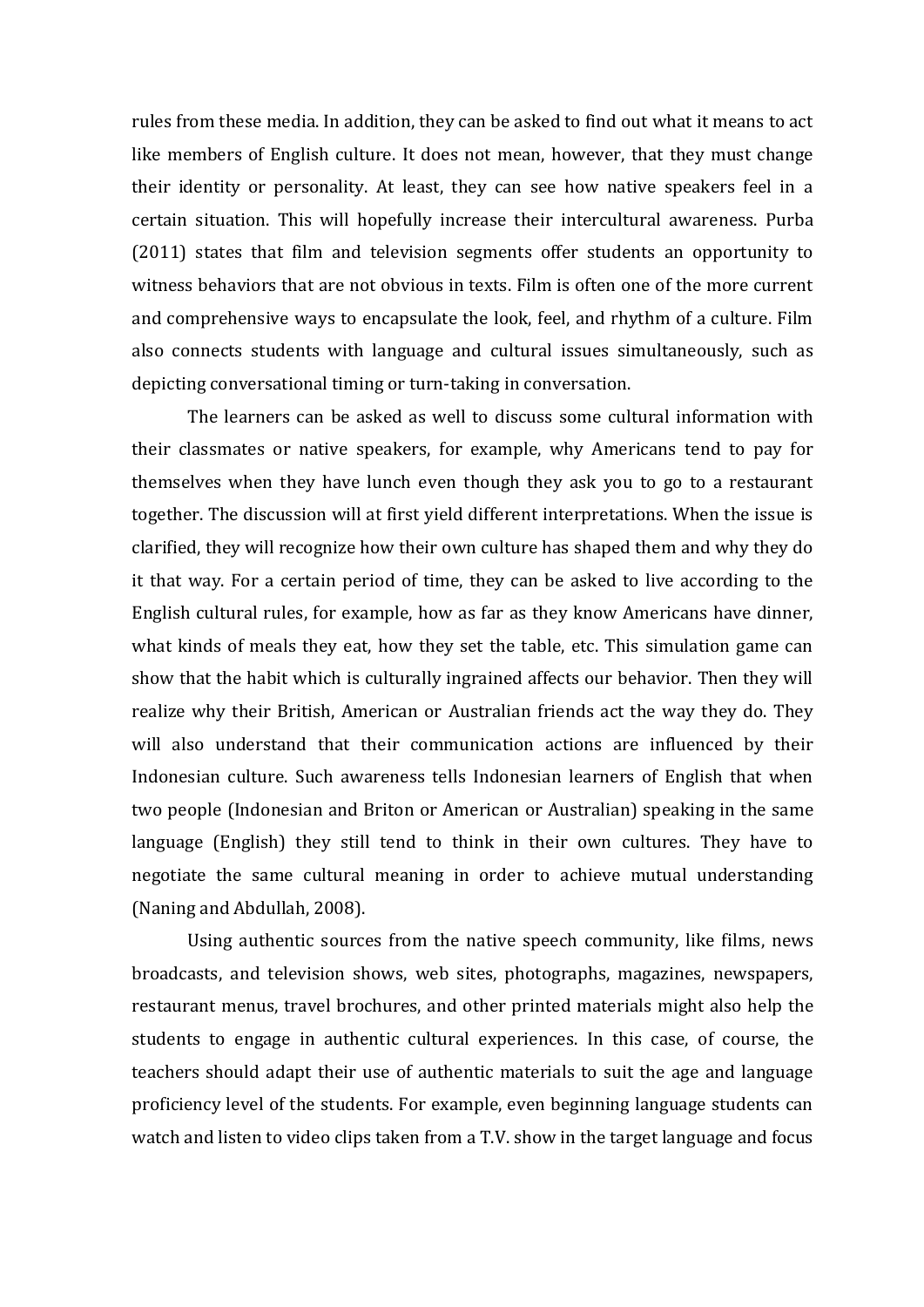rules from these media. In addition, they can be asked to find out what it means to act like members of English culture. It does not mean, however, that they must change their identity or personality. At least, they can see how native speakers feel in a certain situation. This will hopefully increase their intercultural awareness. Purba (2011) states that film and television segments offer students an opportunity to witness behaviors that are not obvious in texts. Film is often one of the more current and comprehensive ways to encapsulate the look, feel, and rhythm of a culture. Film also connects students with language and cultural issues simultaneously, such as depicting conversational timing or turn-taking in conversation.

The learners can be asked as well to discuss some cultural information with their classmates or native speakers, for example, why Americans tend to pay for themselves when they have lunch even though they ask you to go to a restaurant together. The discussion will at first yield different interpretations. When the issue is clarified, they will recognize how their own culture has shaped them and why they do it that way. For a certain period of time, they can be asked to live according to the English cultural rules, for example, how as far as they know Americans have dinner, what kinds of meals they eat, how they set the table, etc. This simulation game can show that the habit which is culturally ingrained affects our behavior. Then they will realize why their British, American or Australian friends act the way they do. They will also understand that their communication actions are influenced by their Indonesian culture. Such awareness tells Indonesian learners of English that when two people (Indonesian and Briton or American or Australian) speaking in the same language (English) they still tend to think in their own cultures. They have to negotiate the same cultural meaning in order to achieve mutual understanding (Naning and Abdullah, 2008).

Using authentic sources from the native speech community, like films, news broadcasts, and television shows, web sites, photographs, magazines, newspapers, restaurant menus, travel brochures, and other printed materials might also help the students to engage in authentic cultural experiences. In this case, of course, the teachers should adapt their use of authentic materials to suit the age and language proficiency level of the students. For example, even beginning language students can watch and listen to video clips taken from a T.V. show in the target language and focus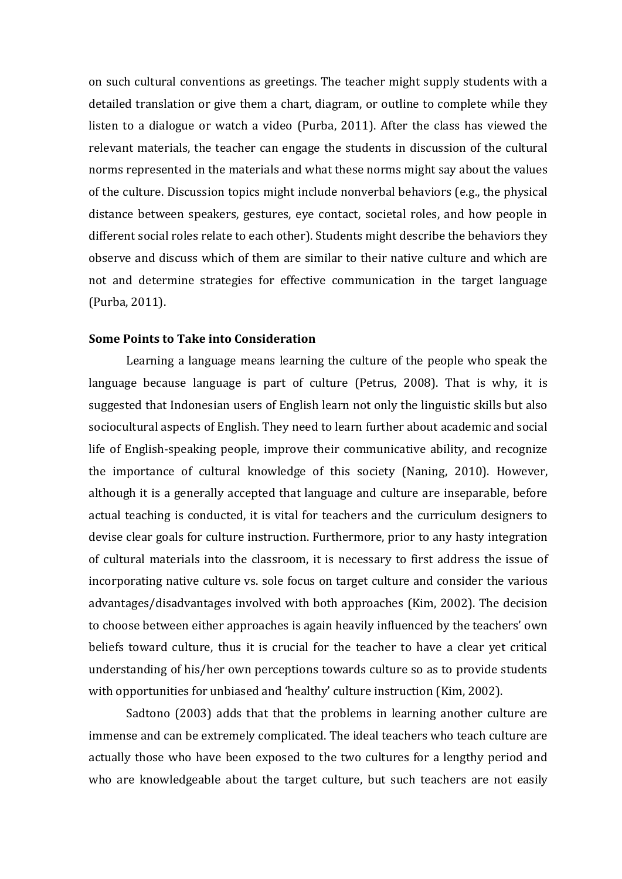on such cultural conventions as greetings. The teacher might supply students with a detailed translation or give them a chart, diagram, or outline to complete while they listen to a dialogue or watch a video (Purba, 2011). After the class has viewed the relevant materials, the teacher can engage the students in discussion of the cultural norms represented in the materials and what these norms might say about the values of the culture. Discussion topics might include nonverbal behaviors (e.g., the physical distance between speakers, gestures, eye contact, societal roles, and how people in different social roles relate to each other). Students might describe the behaviors they observe and discuss which of them are similar to their native culture and which are not and determine strategies for effective communication in the target language (Purba, 2011).

**Some Points to Take into Consideration**

Learning a language means learning the culture of the people who speak the language because language is part of culture (Petrus, 2008). That is why, it is suggested that Indonesian users of English learn not only the linguistic skills but also sociocultural aspects of English. They need to learn further about academic and social life of English-speaking people, improve their communicative ability, and recognize the importance of cultural knowledge of this society (Naning, 2010). However, although it is a generally accepted that language and culture are inseparable, before actual teaching is conducted, it is vital for teachers and the curriculum designers to devise clear goals for culture instruction. Furthermore, prior to any hasty integration of cultural materials into the classroom, it is necessary to first address the issue of incorporating native culture vs. sole focus on target culture and consider the various advantages/disadvantages involved with both approaches (Kim, 2002). The decision to choose between either approaches is again heavily influenced by the teachers' own beliefs toward culture, thus it is crucial for the teacher to have a clear yet critical understanding of his/her own perceptions towards culture so as to provide students with opportunities for unbiased and 'healthy' culture instruction (Kim, 2002).

Sadtono (2003) adds that that the problems in learning another culture are immense and can be extremely complicated. The ideal teachers who teach culture are actually those who have been exposed to the two cultures for a lengthy period and who are knowledgeable about the target culture, but such teachers are not easily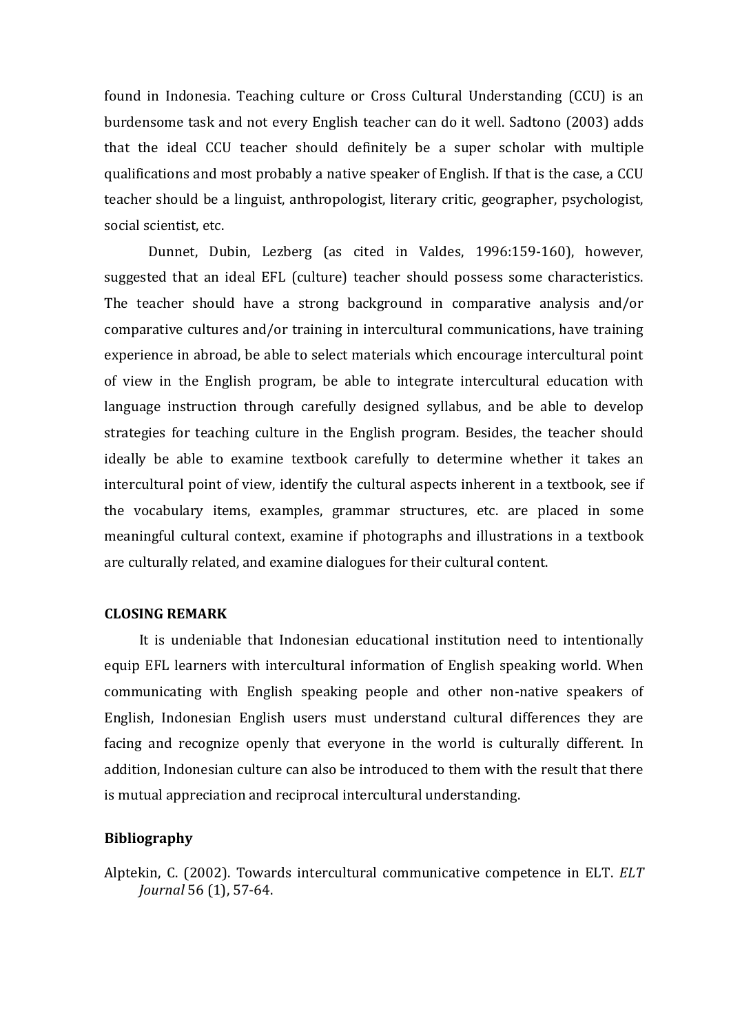found in Indonesia. Teaching culture or Cross Cultural Understanding (CCU) is an burdensome task and not every English teacher can do it well. Sadtono (2003) adds that the ideal CCU teacher should definitely be a super scholar with multiple qualifications and most probably a native speaker of English. If that is the case, a CCU teacher should be a linguist, anthropologist, literary critic, geographer, psychologist, social scientist, etc.

Dunnet, Dubin, Lezberg (as cited in Valdes, 1996:159-160), however, suggested that an ideal EFL (culture) teacher should possess some characteristics. The teacher should have a strong background in comparative analysis and/or comparative cultures and/or training in intercultural communications, have training experience in abroad, be able to select materials which encourage intercultural point of view in the English program, be able to integrate intercultural education with language instruction through carefully designed syllabus, and be able to develop strategies for teaching culture in the English program. Besides, the teacher should ideally be able to examine textbook carefully to determine whether it takes an intercultural point of view, identify the cultural aspects inherent in a textbook, see if the vocabulary items, examples, grammar structures, etc. are placed in some meaningful cultural context, examine if photographs and illustrations in a textbook are culturally related, and examine dialogues for their cultural content.

## CLOSING REMARK

It is undeniable that Indonesian educational institution need to intentionally equip EFL learners with intercultural information of English speaking world. When communicating with English speaking people and other non-native speakers of English, Indonesian English users must understand cultural differences they are facing and recognize openly that everyone in the world is culturally different. In addition, Indonesian culture can also be introduced to them with the result that there is mutual appreciation and reciprocal intercultural understanding.

## Bibliography

Alptekin, C. (2002). Towards intercultural communicative competence in ELT. *ELT Journal* 56 (1), 57-64.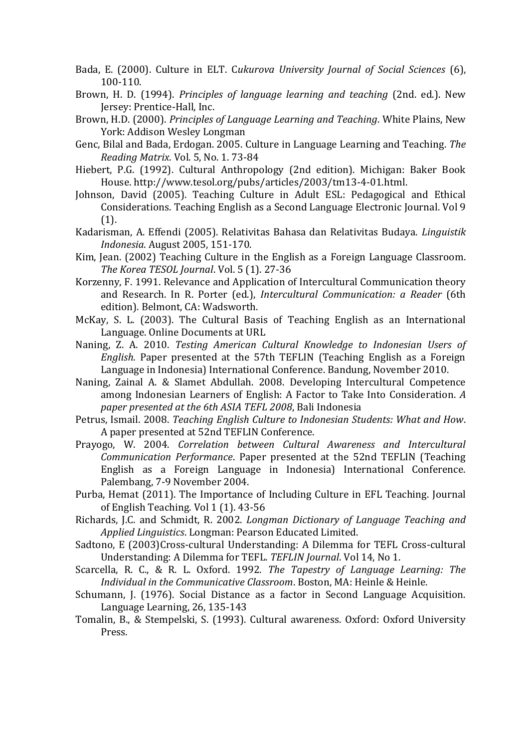Bada, E. (2000). Culture in ELT. C*ukurova University Journal of Social Sciences* (6), 100-110.

Brown, H. D. (1994). *Principles of language learning and teaching* (2nd. ed.). New Jersey: Prentice-Hall, Inc.

Brown, H.D. (2000). *Principles of Language Learning and Teaching*. White Plains, New York: Addison Wesley Longman

Genc, Bilal and Bada, Erdogan. 2005. Culture in Language Learning and Teaching. *The Reading Matrix*. Vol. 5, No. 1. 73-84

Hiebert, P.G. (1992). Cultural Anthropology (2nd edition). Michigan: Baker Book House. http://www.tesol.org/pubs/articles/2003/tm13-4-01.html.

Johnson, David (2005). Teaching Culture in Adult ESL: Pedagogical and Ethical Considerations. Teaching English as a Second Language Electronic Journal. Vol 9 (1).

Kadarisman, A. Effendi (2005). Relativitas Bahasa dan Relativitas Budaya. *Linguistik Indonesia*. August 2005, 151-170.

Kim, Jean. (2002) Teaching Culture in the English as a Foreign Language Classroom. *The Korea TESOL Journal*. Vol. 5 (1). 27-36

Korzenny, F. 1991. Relevance and Application of Intercultural Communication theory and Research. In R. Porter (ed.), *Intercultural Communication: a Reader* (6th edition). Belmont, CA: Wadsworth.

McKay, S. L. (2003). The Cultural Basis of Teaching English as an International Language. Online Documents at URL

Naning, Z. A. 2010. *Testing American Cultural Knowledge to Indonesian Users of English*. Paper presented at the 57th TEFLIN (Teaching English as a Foreign Language in Indonesia) International Conference. Bandung, November 2010.

Naning, Zainal A. & Slamet Abdullah. 2008. Developing Intercultural Competence among Indonesian Learners of English: A Factor to Take Into Consideration. *A paper presented at the 6th ASIA TEFL 2008*, Bali Indonesia

Petrus, Ismail. 2008. *Teaching English Culture to Indonesian Students: What and How*. A paper presented at 52nd TEFLIN Conference.

Prayogo, W. 2004. *Correlation between Cultural Awareness and Intercultural Communication Performance*. Paper presented at the 52nd TEFLIN (Teaching English as a Foreign Language in Indonesia) International Conference. Palembang, 7-9 November 2004.

Purba, Hemat (2011). The Importance of Including Culture in EFL Teaching. Journal of English Teaching. Vol 1 (1). 43-56

Richards, J.C. and Schmidt, R. 2002. *Longman Dictionary of Language Teaching and Applied Linguistics*. Longman: Pearson Educated Limited.

Sadtono, E (2003)Cross-cultural Understanding: A Dilemma for TEFL Cross-cultural Understanding: A Dilemma for TEFL. *TEFLIN Journal*. Vol 14, No 1.

Scarcella, R. C., & R. L. Oxford. 1992. *The Tapestry of Language Learning: The Individual in the Communicative Classroom*. Boston, MA: Heinle & Heinle.

Schumann, J. (1976). Social Distance as a factor in Second Language Acquisition. Language Learning, 26, 135-143

Tomalin, B., & Stempelski, S. (1993). Cultural awareness. Oxford: Oxford University Press.